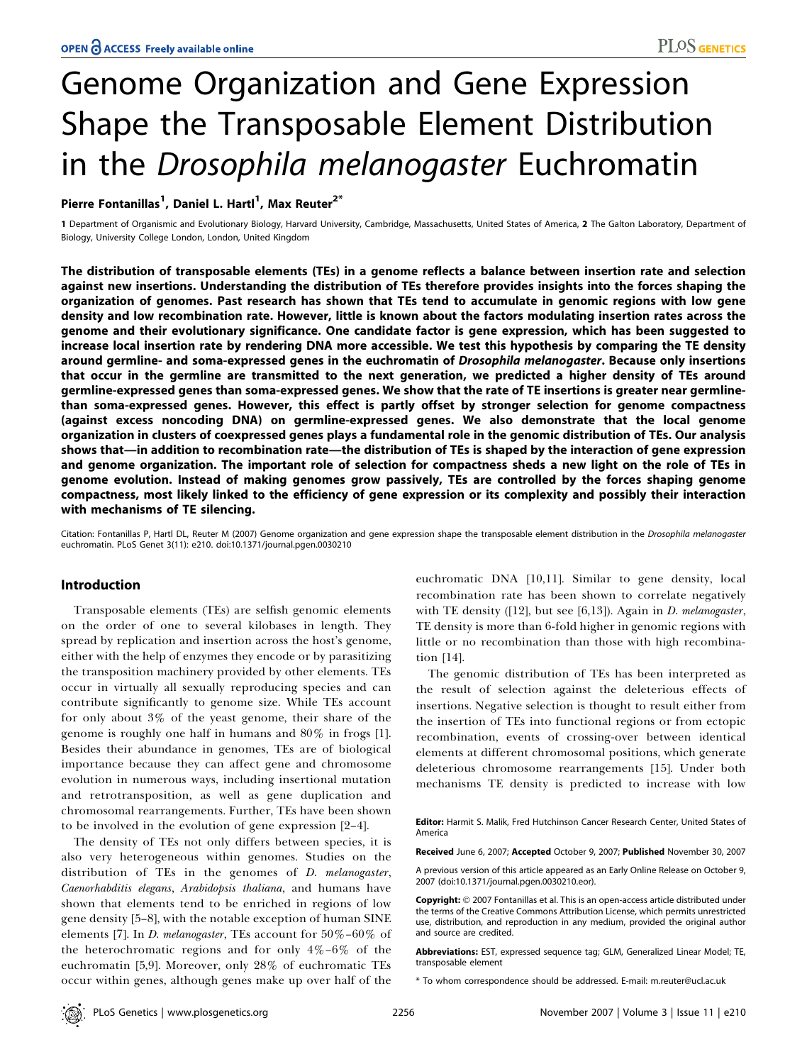# Genome Organization and Gene Expression Shape the Transposable Element Distribution in the *Drosophila melanogaster* Euchromatin

**Pierre Fontanillas[1], Daniel L. Hartl[1], Max Reuter[2*]**

1 Department of Organismic and Evolutionary Biology, Harvard University, Cambridge, Massachusetts, United States of America, 2 The Galton Laboratory, Department of Biology, University College London, London, United Kingdom

**The distribution of transposable elements (TEs) in a genome reflects a balance between insertion rate and selection against new insertions. Understanding the distribution of TEs therefore provides insights into the forces shaping the organization of genomes. Past research has shown that TEs tend to accumulate in genomic regions with low gene density and low recombination rate. However, little is known about the factors modulating insertion rates across the genome and their evolutionary significance. One candidate factor is gene expression, which has been suggested to increase local insertion rate by rendering DNA more accessible. We test this hypothesis by comparing the TE density around germline- and soma-expressed genes in the euchromatin of *Drosophila melanogaster*. Because only insertions that occur in the germline are transmitted to the next generation, we predicted a higher density of TEs around germline-expressed genes than soma-expressed genes. We show that the rate of TE insertions is greater near germline- than soma-expressed genes. However, this effect is partly offset by stronger selection for genome compactness (against excess noncoding DNA) on germline-expressed genes. We also demonstrate that the local genome organization in clusters of coexpressed genes plays a fundamental role in the genomic distribution of TEs. Our analysis shows that—in addition to recombination rate—the distribution of TEs is shaped by the interaction of gene expression and genome organization. The important role of selection for compactness sheds a new light on the role of TEs in genome evolution. Instead of making genomes grow passively, TEs are controlled by the forces shaping genome compactness, most likely linked to the efficiency of gene expression or its complexity and possibly their interaction with mechanisms of TE silencing.**

Citation: Fontanillas P, Hartl DL, Reuter M (2007) Genome organization and gene expression shape the transposable element distribution in the *Drosophila melanogaster* euchromatin. PLoS Genet 3(11): e210. doi:10.1371/journal.pgen.0030210

## Introduction

Transposable elements (TEs) are selfish genomic elements on the order of one to several kilobases in length. They spread by replication and insertion across the host's genome, either with the help of enzymes they encode or by parasitizing the transposition machinery provided by other elements. TEs occur in virtually all sexually reproducing species and can contribute significantly to genome size. While TEs account for only about 3% of the yeast genome, their share of the genome is roughly one half in humans and 80% in frogs [1]. Besides their abundance in genomes, TEs are of biological importance because they can affect gene and chromosome evolution in numerous ways, including insertional mutation and retrotransposition, as well as gene duplication and chromosomal rearrangements. Further, TEs have been shown to be involved in the evolution of gene expression [2–4].

The density of TEs not only differs between species, it is also very heterogeneous within genomes. Studies on the distribution of TEs in the genomes of *D. melanogaster*, *Caenorhabditis elegans*, *Arabidopsis thaliana*, and humans have shown that elements tend to be enriched in regions of low gene density [5–8], with the notable exception of human SINE elements [7]. In *D. melanogaster*, TEs account for 50%–60% of the heterochromatic regions and for only 4%–6% of the euchromatin [5,9]. Moreover, only 28% of euchromatic TEs occur within genes, although genes make up over half of the euchromatic DNA [10,11]. Similar to gene density, local recombination rate has been shown to correlate negatively with TE density ([12], but see [6,13]). Again in *D. melanogaster*, TE density is more than 6-fold higher in genomic regions with little or no recombination than those with high recombination [14].

The genomic distribution of TEs has been interpreted as the result of selection against the deleterious effects of insertions. Negative selection is thought to result either from the insertion of TEs into functional regions or from ectopic recombination, events of crossing-over between identical elements at different chromosomal positions, which generate deleterious chromosome rearrangements [15]. Under both mechanisms TE density is predicted to increase with low

**Editor:** Harmit S. Malik, Fred Hutchinson Cancer Research Center, United States of America

**Received** June 6, 2007; **Accepted** October 9, 2007; **Published** November 30, 2007

A previous version of this article appeared as an Early Online Release on October 9, 2007 (doi:10.1371/journal.pgen.0030210.eor).

**Copyright:** © 2007 Fontanillas et al. This is an open-access article distributed under the terms of the Creative Commons Attribution License, which permits unrestricted use, distribution, and reproduction in any medium, provided the original author and source are credited.

**Abbreviations:** EST, expressed sequence tag; GLM, Generalized Linear Model; TE, transposable element

\* To whom correspondence should be addressed. E-mail: m.reuter@ucl.ac.uk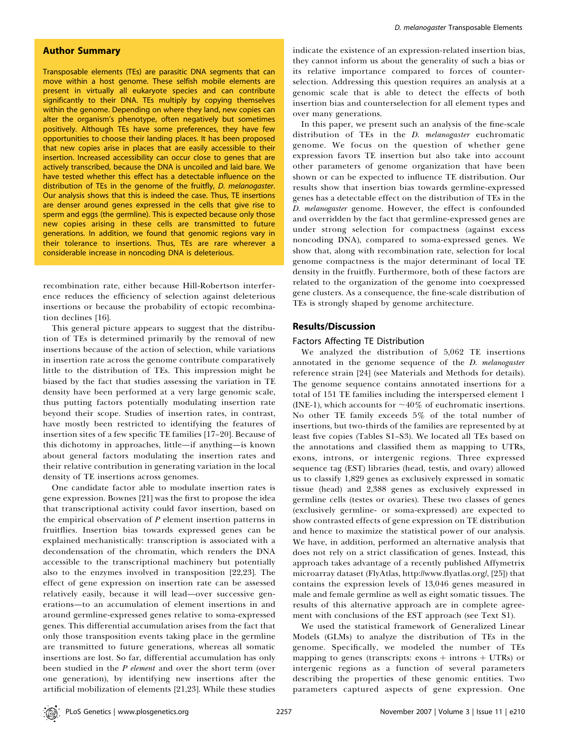## Author Summary

Transposable elements (TEs) are parasitic DNA segments that can move within a host genome. These selfish mobile elements are present in virtually all eukaryote species and can contribute significantly to their DNA. TEs multiply by copying themselves within the genome. Depending on where they land, new copies can alter the organism's phenotype, often negatively but sometimes positively. Although TEs have some preferences, they have few opportunities to choose their landing places. It has been proposed that new copies arise in places that are easily accessible to their insertion. Increased accessibility can occur close to genes that are actively transcribed, because the DNA is uncoiled and laid bare. We have tested whether this effect has a detectable influence on the distribution of TEs in the genome of the fruitfly, *D. melanogaster*. Our analysis shows that this is indeed the case. Thus, TE insertions are denser around genes expressed in the cells that give rise to sperm and eggs (the germline). This is expected because only those new copies arising in these cells are transmitted to future generations. In addition, we found that genomic regions vary in their tolerance to insertions. Thus, TEs are rare wherever a considerable increase in noncoding DNA is deleterious.

recombination rate, either because Hill-Robertson interference reduces the efficiency of selection against deleterious insertions or because the probability of ectopic recombination declines [16].

This general picture appears to suggest that the distribution of TEs is determined primarily by the removal of new insertions because of the action of selection, while variations in insertion rate across the genome contribute comparatively little to the distribution of TEs. This impression might be biased by the fact that studies assessing the variation in TE density have been performed at a very large genomic scale, thus putting factors potentially modulating insertion rate beyond their scope. Studies of insertion rates, in contrast, have mostly been restricted to identifying the features of insertion sites of a few specific TE families [17–20]. Because of this dichotomy in approaches, little—if anything—is known about general factors modulating the insertion rates and their relative contribution in generating variation in the local density of TE insertions across genomes.

One candidate factor able to modulate insertion rates is gene expression. Bownes [21] was the first to propose the idea that transcriptional activity could favor insertion, based on the empirical observation of *P* element insertion patterns in fruitflies. Insertion bias towards expressed genes can be explained mechanistically: transcription is associated with a decondensation of the chromatin, which renders the DNA accessible to the transcriptional machinery but potentially also to the enzymes involved in transposition [22,23]. The effect of gene expression on insertion rate can be assessed relatively easily, because it will lead—over successive generations—to an accumulation of element insertions in and around germline-expressed genes relative to soma-expressed genes. This differential accumulation arises from the fact that only those transposition events taking place in the germline are transmitted to future generations, whereas all somatic insertions are lost. So far, differential accumulation has only been studied in the *P element* and over the short term (over one generation), by identifying new insertions after the artificial mobilization of elements [21,23]. While these studies indicate the existence of an expression-related insertion bias, they cannot inform us about the generality of such a bias or its relative importance compared to forces of counterselection. Addressing this question requires an analysis at a genomic scale that is able to detect the effects of both insertion bias and counterselection for all element types and over many generations.

In this paper, we present such an analysis of the fine-scale distribution of TEs in the *D. melanogaster* euchromatic genome. We focus on the question of whether gene expression favors TE insertion but also take into account other parameters of genome organization that have been shown or can be expected to influence TE distribution. Our results show that insertion bias towards germline-expressed genes has a detectable effect on the distribution of TEs in the *D. melanogaster* genome. However, the effect is confounded and overridden by the fact that germline-expressed genes are under strong selection for compactness (against excess noncoding DNA), compared to soma-expressed genes. We show that, along with recombination rate, selection for local genome compactness is the major determinant of local TE density in the fruitfly. Furthermore, both of these factors are related to the organization of the genome into coexpressed gene clusters. As a consequence, the fine-scale distribution of TEs is strongly shaped by genome architecture.

## Results/Discussion

### Factors Affecting TE Distribution

We analyzed the distribution of 5,062 TE insertions annotated in the genome sequence of the *D. melanogaster* reference strain [24] (see Materials and Methods for details). The genome sequence contains annotated insertions for a total of 151 TE families including the interspersed element 1 (INE-1), which accounts for ~40% of euchromatic insertions. No other TE family exceeds 5% of the total number of insertions, but two-thirds of the families are represented by at least five copies (Tables S1–S3). We located all TEs based on the annotations and classified them as mapping to UTRs, exons, introns, or intergenic regions. Three expressed sequence tag (EST) libraries (head, testis, and ovary) allowed us to classify 1,829 genes as exclusively expressed in somatic tissue (head) and 2,388 genes as exclusively expressed in germline cells (testes or ovaries). These two classes of genes (exclusively germline- or soma-expressed) are expected to show contrasted effects of gene expression on TE distribution and hence to maximize the statistical power of our analysis. We have, in addition, performed an alternative analysis that does not rely on a strict classification of genes. Instead, this approach takes advantage of a recently published Affymetrix microarray dataset (FlyAtlas, http://www.flyatlas.org/, [25]) that contains the expression levels of 13,046 genes measured in male and female germline as well as eight somatic tissues. The results of this alternative approach are in complete agreement with conclusions of the EST approach (see Text S1).

We used the statistical framework of Generalized Linear Models (GLMs) to analyze the distribution of TEs in the genome. Specifically, we modeled the number of TEs mapping to genes (transcripts: exons + introns + UTRs) or intergenic regions as a function of several parameters describing the properties of these genomic entities. Two parameters captured aspects of gene expression. One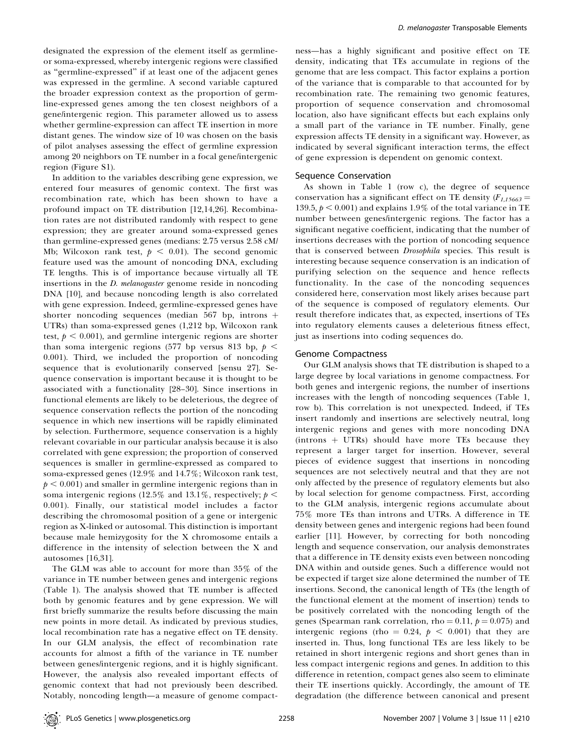designated the expression of the element itself as germline- or soma-expressed, whereby intergenic regions were classified as "germline-expressed" if at least one of the adjacent genes was expressed in the germline. A second variable captured the broader expression context as the proportion of germline-expressed genes among the ten closest neighbors of a gene/intergenic region. This parameter allowed us to assess whether germline-expression can affect TE insertion in more distant genes. The window size of 10 was chosen on the basis of pilot analyses assessing the effect of germline expression among 20 neighbors on TE number in a focal gene/intergenic region (Figure S1).

In addition to the variables describing gene expression, we entered four measures of genomic context. The first was recombination rate, which has been shown to have a profound impact on TE distribution [12,14,26]. Recombination rates are not distributed randomly with respect to gene expression; they are greater around soma-expressed genes than germline-expressed genes (medians: 2.75 versus 2.58 cM/Mb; Wilcoxon rank test, $p < 0.01$). The second genomic feature used was the amount of noncoding DNA, excluding TE lengths. This is of importance because virtually all TE insertions in the *D. melanogaster* genome reside in noncoding DNA [10], and because noncoding length is also correlated with gene expression. Indeed, germline-expressed genes have shorter noncoding sequences (median 567 bp, introns + UTRs) than soma-expressed genes (1,212 bp, Wilcoxon rank test, $p < 0.001$), and germline intergenic regions are shorter than soma intergenic regions (577 bp versus 813 bp, $p < 0.001$). Third, we included the proportion of noncoding sequence that is evolutionarily conserved [sensu 27]. Sequence conservation is important because it is thought to be associated with a functionality [28–30]. Since insertions in functional elements are likely to be deleterious, the degree of sequence conservation reflects the portion of the noncoding sequence in which new insertions will be rapidly eliminated by selection. Furthermore, sequence conservation is a highly relevant covariable in our particular analysis because it is also correlated with gene expression; the proportion of conserved sequences is smaller in germline-expressed as compared to soma-expressed genes (12.9% and 14.7%; Wilcoxon rank test, $p < 0.001$) and smaller in germline intergenic regions than in soma intergenic regions (12.5% and 13.1%, respectively; $p < 0.001$). Finally, our statistical model includes a factor describing the chromosomal position of a gene or intergenic region as X-linked or autosomal. This distinction is important because male hemizygosity for the X chromosome entails a difference in the intensity of selection between the X and autosomes [16,31].

The GLM was able to account for more than 35% of the variance in TE number between genes and intergenic regions (Table 1). The analysis showed that TE number is affected both by genomic features and by gene expression. We will first briefly summarize the results before discussing the main new points in more detail. As indicated by previous studies, local recombination rate has a negative effect on TE density. In our GLM analysis, the effect of recombination rate accounts for almost a fifth of the variance in TE number between genes/intergenic regions, and it is highly significant. However, the analysis also revealed important effects of genomic context that had not previously been described. Notably, noncoding length—a measure of genome compactness—has a highly significant and positive effect on TE density, indicating that TEs accumulate in regions of the genome that are less compact. This factor explains a portion of the variance that is comparable to that accounted for by recombination rate. The remaining two genomic features, proportion of sequence conservation and chromosomal location, also have significant effects but each explains only a small part of the variance in TE number. Finally, gene expression affects TE density in a significant way. However, as indicated by several significant interaction terms, the effect of gene expression is dependent on genomic context.

### Sequence Conservation

As shown in Table 1 (row c), the degree of sequence conservation has a significant effect on TE density ($F_{1,15663} = 139.5$, $p < 0.001$) and explains 1.9% of the total variance in TE number between genes/intergenic regions. The factor has a significant negative coefficient, indicating that the number of insertions decreases with the portion of noncoding sequence that is conserved between *Drosophila* species. This result is interesting because sequence conservation is an indication of purifying selection on the sequence and hence reflects functionality. In the case of the noncoding sequences considered here, conservation most likely arises because part of the sequence is composed of regulatory elements. Our result therefore indicates that, as expected, insertions of TEs into regulatory elements causes a deleterious fitness effect, just as insertions into coding sequences do.

### Genome Compactness

Our GLM analysis shows that TE distribution is shaped to a large degree by local variations in genome compactness. For both genes and intergenic regions, the number of insertions increases with the length of noncoding sequences (Table 1, row b). This correlation is not unexpected. Indeed, if TEs insert randomly and insertions are selectively neutral, long intergenic regions and genes with more noncoding DNA (introns + UTRs) should have more TEs because they represent a larger target for insertion. However, several pieces of evidence suggest that insertions in noncoding sequences are not selectively neutral and that they are not only affected by the presence of regulatory elements but also by local selection for genome compactness. First, according to the GLM analysis, intergenic regions accumulate about 75% more TEs than introns and UTRs. A difference in TE density between genes and intergenic regions had been found earlier [11]. However, by correcting for both noncoding length and sequence conservation, our analysis demonstrates that a difference in TE density exists even between noncoding DNA within and outside genes. Such a difference would not be expected if target size alone determined the number of TE insertions. Second, the canonical length of TEs (the length of the functional element at the moment of insertion) tends to be positively correlated with the noncoding length of the genes (Spearman rank correlation, rho = 0.11, $p = 0.075$) and intergenic regions (rho = 0.24, $p < 0.001$) that they are inserted in. Thus, long functional TEs are less likely to be retained in short intergenic regions and short genes than in less compact intergenic regions and genes. In addition to this difference in retention, compact genes also seem to eliminate their TE insertions quickly. Accordingly, the amount of TE degradation (the difference between canonical and present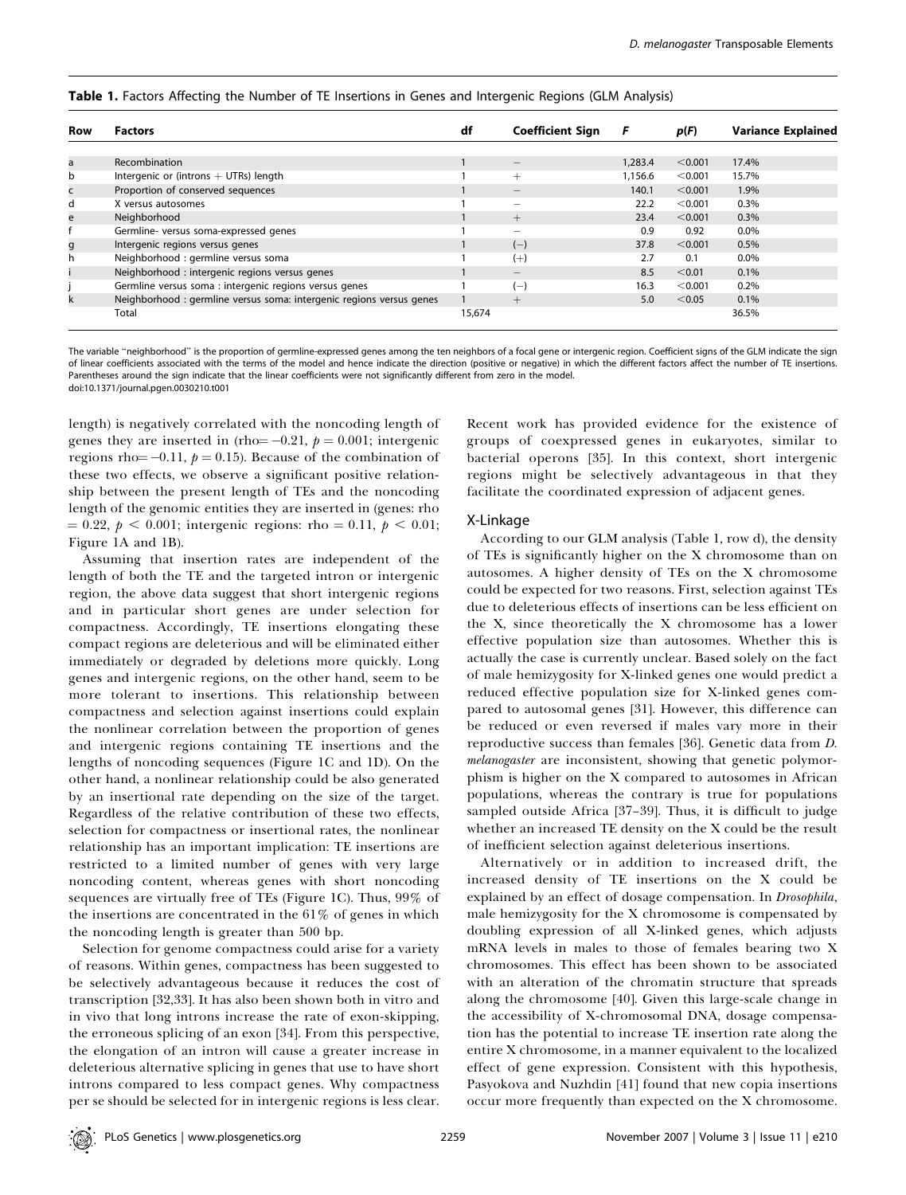**Table 1.** Factors Affecting the Number of TE Insertions in Genes and Intergenic Regions (GLM Analysis)

| Row | Factors | df | Coefficient Sign | $F$ | $p(F)$ | Variance Explained |
|---|---|---|---|---|---|---|
| a | Recombination | 1 | − | 1,283.4 | <0.001 | 17.4% |
| b | Intergenic or (introns + UTRs) length | 1 | + | 1,156.6 | <0.001 | 15.7% |
| c | Proportion of conserved sequences | 1 | − | 140.1 | <0.001 | 1.9% |
| d | X versus autosomes | 1 | − | 22.2 | <0.001 | 0.3% |
| e | Neighborhood | 1 | + | 23.4 | <0.001 | 0.3% |
| f | Germline- versus soma-expressed genes | 1 | − | 0.9 | 0.92 | 0.0% |
| g | Intergenic regions versus genes | 1 | (−) | 37.8 | <0.001 | 0.5% |
| h | Neighborhood : germline versus soma | 1 | (+) | 2.7 | 0.1 | 0.0% |
| i | Neighborhood : intergenic regions versus genes | 1 | − | 8.5 | <0.01 | 0.1% |
| j | Germline versus soma : intergenic regions versus genes | 1 | (−) | 16.3 | <0.001 | 0.2% |
| k | Neighborhood : germline versus soma: intergenic regions versus genes | 1 | + | 5.0 | <0.05 | 0.1% |
| | Total | 15,674 | | | | 36.5% |

The variable "neighborhood" is the proportion of germline-expressed genes among the ten neighbors of a focal gene or intergenic region. Coefficient signs of the GLM indicate the sign of linear coefficients associated with the terms of the model and hence indicate the direction (positive or negative) in which the different factors affect the number of TE insertions. Parentheses around the sign indicate that the linear coefficients were not significantly different from zero in the model.
doi:10.1371/journal.pgen.0030210.t001

length) is negatively correlated with the noncoding length of genes they are inserted in (rho= −0.21, $p = 0.001$; intergenic regions rho= −0.11, $p = 0.15$). Because of the combination of these two effects, we observe a significant positive relationship between the present length of TEs and the noncoding length of the genomic entities they are inserted in (genes: rho = 0.22, $p < 0.001$; intergenic regions: rho = 0.11, $p < 0.01$; Figure 1A and 1B).

Assuming that insertion rates are independent of the length of both the TE and the targeted intron or intergenic region, the above data suggest that short intergenic regions and in particular short genes are under selection for compactness. Accordingly, TE insertions elongating these compact regions are deleterious and will be eliminated either immediately or degraded by deletions more quickly. Long genes and intergenic regions, on the other hand, seem to be more tolerant to insertions. This relationship between compactness and selection against insertions could explain the nonlinear correlation between the proportion of genes and intergenic regions containing TE insertions and the lengths of noncoding sequences (Figure 1C and 1D). On the other hand, a nonlinear relationship could be also generated by an insertional rate depending on the size of the target. Regardless of the relative contribution of these two effects, selection for compactness or insertional rates, the nonlinear relationship has an important implication: TE insertions are restricted to a limited number of genes with very large noncoding content, whereas genes with short noncoding sequences are virtually free of TEs (Figure 1C). Thus, 99% of the insertions are concentrated in the 61% of genes in which the noncoding length is greater than 500 bp.

Selection for genome compactness could arise for a variety of reasons. Within genes, compactness has been suggested to be selectively advantageous because it reduces the cost of transcription [32,33]. It has also been shown both in vitro and in vivo that long introns increase the rate of exon-skipping, the erroneous splicing of an exon [34]. From this perspective, the elongation of an intron will cause a greater increase in deleterious alternative splicing in genes that use to have short introns compared to less compact genes. Why compactness per se should be selected for in intergenic regions is less clear. Recent work has provided evidence for the existence of groups of coexpressed genes in eukaryotes, similar to bacterial operons [35]. In this context, short intergenic regions might be selectively advantageous in that they facilitate the coordinated expression of adjacent genes.

### X-Linkage

According to our GLM analysis (Table 1, row d), the density of TEs is significantly higher on the X chromosome than on autosomes. A higher density of TEs on the X chromosome could be expected for two reasons. First, selection against TEs due to deleterious effects of insertions can be less efficient on the X, since theoretically the X chromosome has a lower effective population size than autosomes. Whether this is actually the case is currently unclear. Based solely on the fact of male hemizygosity for X-linked genes one would predict a reduced effective population size for X-linked genes compared to autosomal genes [31]. However, this difference can be reduced or even reversed if males vary more in their reproductive success than females [36]. Genetic data from *D. melanogaster* are inconsistent, showing that genetic polymorphism is higher on the X compared to autosomes in African populations, whereas the contrary is true for populations sampled outside Africa [37–39]. Thus, it is difficult to judge whether an increased TE density on the X could be the result of inefficient selection against deleterious insertions.

Alternatively or in addition to increased drift, the increased density of TE insertions on the X could be explained by an effect of dosage compensation. In *Drosophila*, male hemizygosity for the X chromosome is compensated by doubling expression of all X-linked genes, which adjusts mRNA levels in males to those of females bearing two X chromosomes. This effect has been shown to be associated with an alteration of the chromatin structure that spreads along the chromosome [40]. Given this large-scale change in the accessibility of X-chromosomal DNA, dosage compensation has the potential to increase TE insertion rate along the entire X chromosome, in a manner equivalent to the localized effect of gene expression. Consistent with this hypothesis, Pasyokova and Nuzhdin [41] found that new copia insertions occur more frequently than expected on the X chromosome.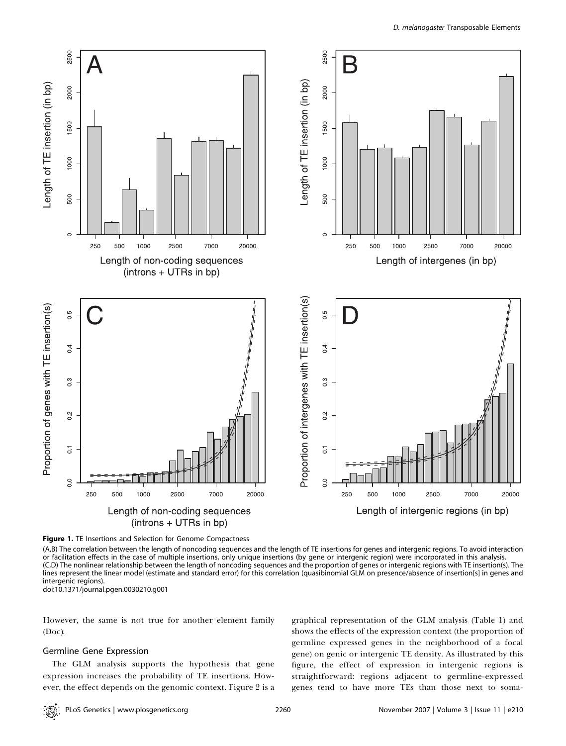**Figure 1.** TE Insertions and Selection for Genome Compactness

(A,B) The correlation between the length of noncoding sequences and the length of TE insertions for genes and intergenic regions. To avoid interaction or facilitation effects in the case of multiple insertions, only unique insertions (by gene or intergenic region) were incorporated in this analysis. (C,D) The nonlinear relationship between the length of noncoding sequences and the proportion of genes or intergenic regions with TE insertion(s). The lines represent the linear model (estimate and standard error) for this correlation (quasibinomial GLM on presence/absence of insertion[s] in genes and intergenic regions).

doi:10.1371/journal.pgen.0030210.g001

However, the same is not true for another element family (Doc).

### Germline Gene Expression

The GLM analysis supports the hypothesis that gene expression increases the probability of TE insertions. However, the effect depends on the genomic context. Figure 2 is a graphical representation of the GLM analysis (Table 1) and shows the effects of the expression context (the proportion of germline expressed genes in the neighborhood of a focal gene) on genic or intergenic TE density. As illustrated by this figure, the effect of expression in intergenic regions is straightforward: regions adjacent to germline-expressed genes tend to have more TEs than those next to soma-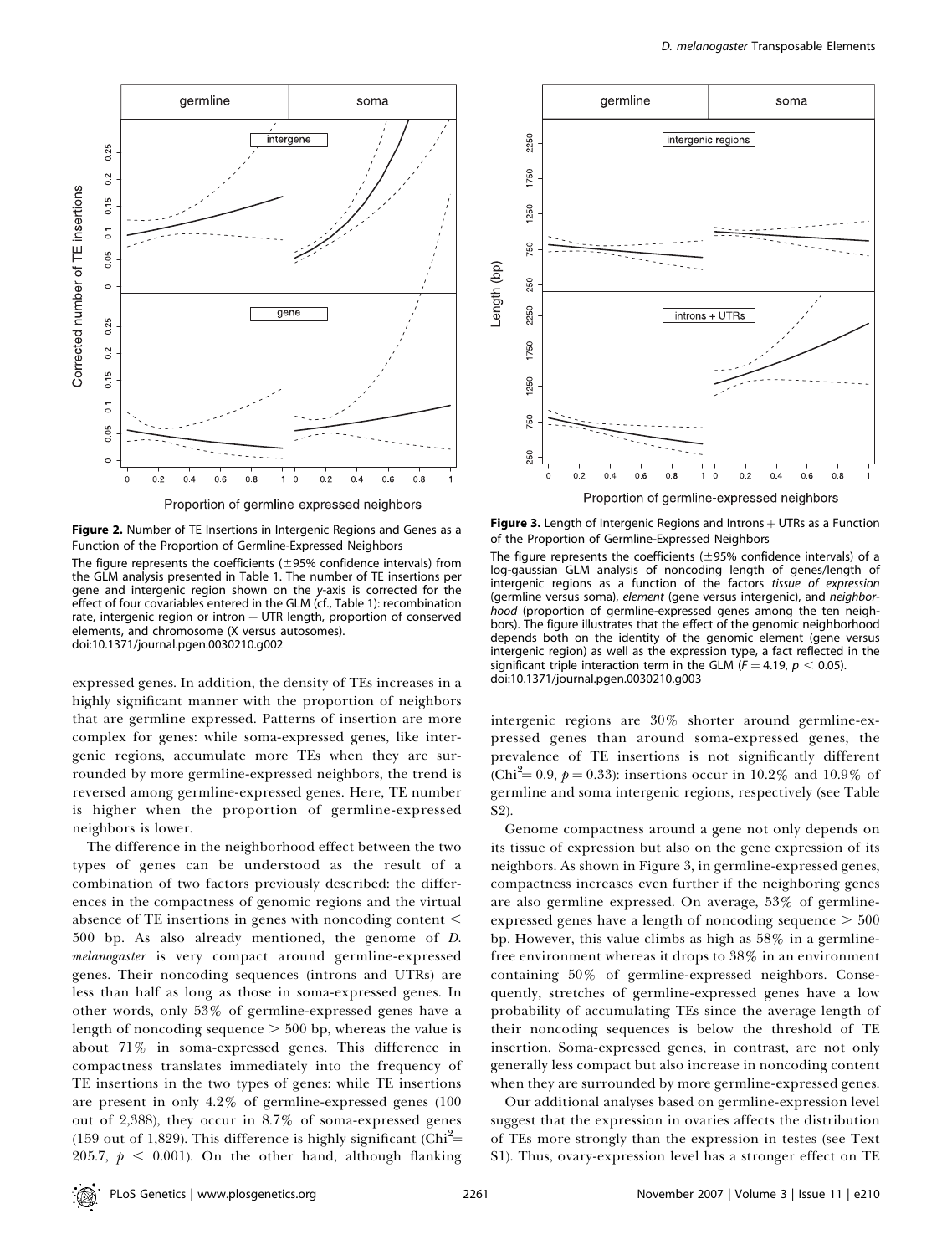**Figure 2.** Number of TE Insertions in Intergenic Regions and Genes as a Function of the Proportion of Germline-Expressed Neighbors

The figure represents the coefficients (±95% confidence intervals) from the GLM analysis presented in Table 1. The number of TE insertions per gene and intergenic region shown on the *y*-axis is corrected for the effect of four covariables entered in the GLM (cf., Table 1): recombination rate, intergenic region or intron + UTR length, proportion of conserved elements, and chromosome (X versus autosomes).

doi:10.1371/journal.pgen.0030210.g002

**Figure 3.** Length of Intergenic Regions and Introns + UTRs as a Function of the Proportion of Germline-Expressed Neighbors

The figure represents the coefficients (±95% confidence intervals) of a log-gaussian GLM analysis of noncoding length of genes/length of intergenic regions as a function of the factors *tissue of expression* (germline versus soma), *element* (gene versus intergenic), and *neighborhood* (proportion of germline-expressed genes among the ten neighbors). The figure illustrates that the effect of the genomic neighborhood depends both on the identity of the genomic element (gene versus intergenic region) as well as the expression type, a fact reflected in the significant triple interaction term in the GLM ($F = 4.19$, $p < 0.05$).

doi:10.1371/journal.pgen.0030210.g003

expressed genes. In addition, the density of TEs increases in a highly significant manner with the proportion of neighbors that are germline expressed. Patterns of insertion are more complex for genes: while soma-expressed genes, like intergenic regions, accumulate more TEs when they are surrounded by more germline-expressed neighbors, the trend is reversed among germline-expressed genes. Here, TE number is higher when the proportion of germline-expressed neighbors is lower.

The difference in the neighborhood effect between the two types of genes can be understood as the result of a combination of two factors previously described: the differences in the compactness of genomic regions and the virtual absence of TE insertions in genes with noncoding content < 500 bp. As also already mentioned, the genome of *D. melanogaster* is very compact around germline-expressed genes. Their noncoding sequences (introns and UTRs) are less than half as long as those in soma-expressed genes. In other words, only 53% of germline-expressed genes have a length of noncoding sequence > 500 bp, whereas the value is about 71% in soma-expressed genes. This difference in compactness translates immediately into the frequency of TE insertions in the two types of genes: while TE insertions are present in only 4.2% of germline-expressed genes (100 out of 2,388), they occur in 8.7% of soma-expressed genes (159 out of 1,829). This difference is highly significant ($Chi^2 = 205.7$, $p < 0.001$). On the other hand, although flanking intergenic regions are 30% shorter around germline-expressed genes than around soma-expressed genes, the prevalence of TE insertions is not significantly different ($Chi^2 = 0.9$, $p = 0.33$): insertions occur in 10.2% and 10.9% of germline and soma intergenic regions, respectively (see Table S2).

Genome compactness around a gene not only depends on its tissue of expression but also on the gene expression of its neighbors. As shown in Figure 3, in germline-expressed genes, compactness increases even further if the neighboring genes are also germline expressed. On average, 53% of germline-expressed genes have a length of noncoding sequence > 500 bp. However, this value climbs as high as 58% in a germline-free environment whereas it drops to 38% in an environment containing 50% of germline-expressed neighbors. Consequently, stretches of germline-expressed genes have a low probability of accumulating TEs since the average length of their noncoding sequences is below the threshold of TE insertion. Soma-expressed genes, in contrast, are not only generally less compact but also increase in noncoding content when they are surrounded by more germline-expressed genes.

Our additional analyses based on germline-expression level suggest that the expression in ovaries affects the distribution of TEs more strongly than the expression in testes (see Text S1). Thus, ovary-expression level has a stronger effect on TE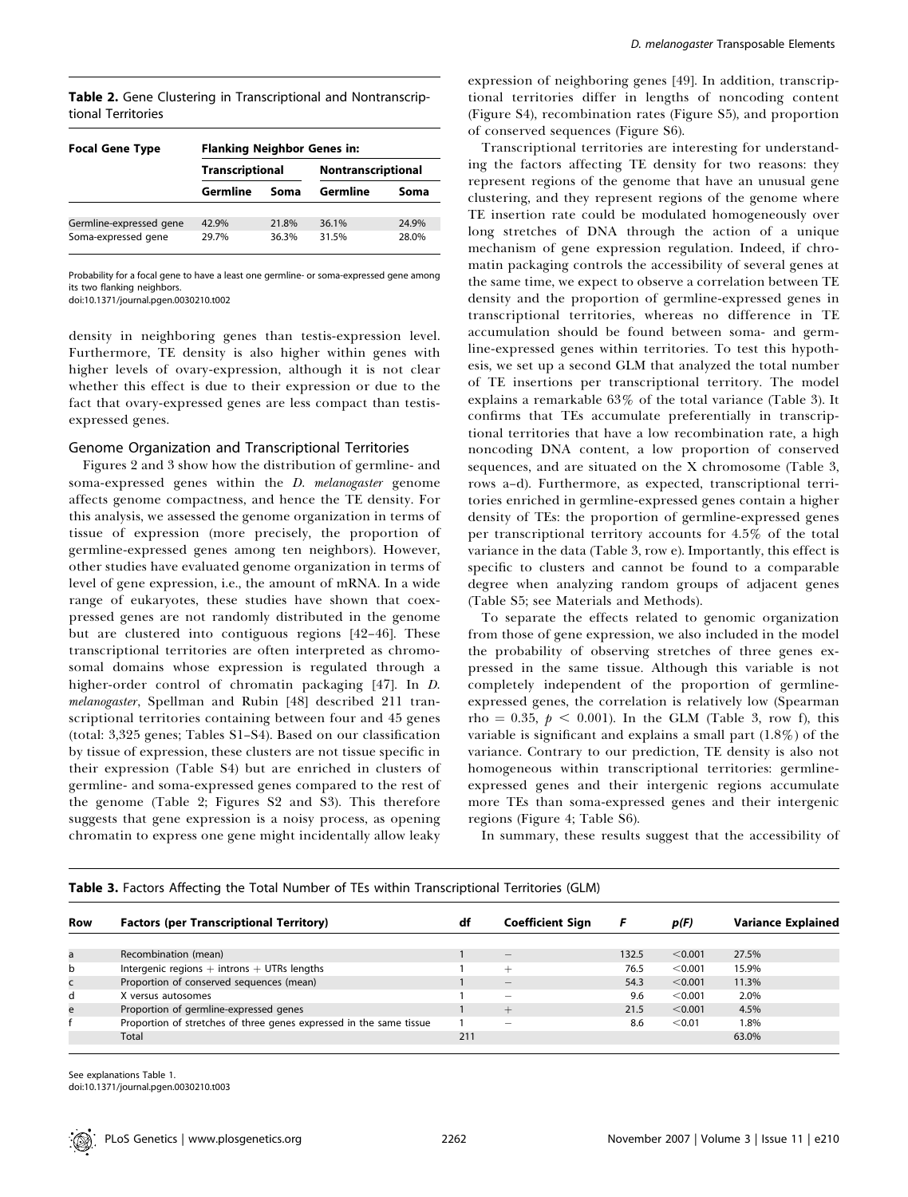**Table 2.** Gene Clustering in Transcriptional and Nontranscriptional Territories

| Focal Gene Type | Flanking Neighbor Genes in: | | | |
|---|---|---|---|---|
| | Transcriptional | | Nontranscriptional | |
| | Germline | Soma | Germline | Soma |
| Germline-expressed gene | 42.9% | 21.8% | 36.1% | 24.9% |
| Soma-expressed gene | 29.7% | 36.3% | 31.5% | 28.0% |

Probability for a focal gene to have a least one germline- or soma-expressed gene among its two flanking neighbors.
doi:10.1371/journal.pgen.0030210.t002

density in neighboring genes than testis-expression level. Furthermore, TE density is also higher within genes with higher levels of ovary-expression, although it is not clear whether this effect is due to their expression or due to the fact that ovary-expressed genes are less compact than testis-expressed genes.

## Genome Organization and Transcriptional Territories

Figures 2 and 3 show how the distribution of germline- and soma-expressed genes within the *D. melanogaster* genome affects genome compactness, and hence the TE density. For this analysis, we assessed the genome organization in terms of tissue of expression (more precisely, the proportion of germline-expressed genes among ten neighbors). However, other studies have evaluated genome organization in terms of level of gene expression, i.e., the amount of mRNA. In a wide range of eukaryotes, these studies have shown that coexpressed genes are not randomly distributed in the genome but are clustered into contiguous regions [42–46]. These transcriptional territories are often interpreted as chromosomal domains whose expression is regulated through a higher-order control of chromatin packaging [47]. In *D. melanogaster*, Spellman and Rubin [48] described 211 transcriptional territories containing between four and 45 genes (total: 3,325 genes; Tables S1–S4). Based on our classification by tissue of expression, these clusters are not tissue specific in their expression (Table S4) but are enriched in clusters of germline- and soma-expressed genes compared to the rest of the genome (Table 2; Figures S2 and S3). This therefore suggests that gene expression is a noisy process, as opening chromatin to express one gene might incidentally allow leaky expression of neighboring genes [49]. In addition, transcriptional territories differ in lengths of noncoding content (Figure S4), recombination rates (Figure S5), and proportion of conserved sequences (Figure S6).

Transcriptional territories are interesting for understanding the factors affecting TE density for two reasons: they represent regions of the genome that have an unusual gene clustering, and they represent regions of the genome where TE insertion rate could be modulated homogeneously over long stretches of DNA through the action of a unique mechanism of gene expression regulation. Indeed, if chromatin packaging controls the accessibility of several genes at the same time, we expect to observe a correlation between TE density and the proportion of germline-expressed genes in transcriptional territories, whereas no difference in TE accumulation should be found between soma- and germline-expressed genes within territories. To test this hypothesis, we set up a second GLM that analyzed the total number of TE insertions per transcriptional territory. The model explains a remarkable 63% of the total variance (Table 3). It confirms that TEs accumulate preferentially in transcriptional territories that have a low recombination rate, a high noncoding DNA content, a low proportion of conserved sequences, and are situated on the X chromosome (Table 3, rows a–d). Furthermore, as expected, transcriptional territories enriched in germline-expressed genes contain a higher density of TEs: the proportion of germline-expressed genes per transcriptional territory accounts for 4.5% of the total variance in the data (Table 3, row e). Importantly, this effect is specific to clusters and cannot be found to a comparable degree when analyzing random groups of adjacent genes (Table S5; see Materials and Methods).

To separate the effects related to genomic organization from those of gene expression, we also included in the model the probability of observing stretches of three genes expressed in the same tissue. Although this variable is not completely independent of the proportion of germline-expressed genes, the correlation is relatively low (Spearman rho $= 0.35$, $p < 0.001$). In the GLM (Table 3, row f), this variable is significant and explains a small part (1.8%) of the variance. Contrary to our prediction, TE density is also not homogeneous within transcriptional territories: germline-expressed genes and their intergenic regions accumulate more TEs than soma-expressed genes and their intergenic regions (Figure 4; Table S6).

In summary, these results suggest that the accessibility of

**Table 3.** Factors Affecting the Total Number of TEs within Transcriptional Territories (GLM)

| Row | Factors (per Transcriptional Territory) | df | Coefficient Sign | F | p(F) | Variance Explained |
|---|---|---|---|---|---|---|
| a | Recombination (mean) | 1 | – | 132.5 | <0.001 | 27.5% |
| b | Intergenic regions + introns + UTRs lengths | 1 | + | 76.5 | <0.001 | 15.9% |
| c | Proportion of conserved sequences (mean) | 1 | – | 54.3 | <0.001 | 11.3% |
| d | X versus autosomes | 1 | – | 9.6 | <0.001 | 2.0% |
| e | Proportion of germline-expressed genes | 1 | + | 21.5 | <0.001 | 4.5% |
| f | Proportion of stretches of three genes expressed in the same tissue | 1 | – | 8.6 | <0.01 | 1.8% |
| | Total | 211 | | | | 63.0% |

See explanations Table 1.
doi:10.1371/journal.pgen.0030210.t003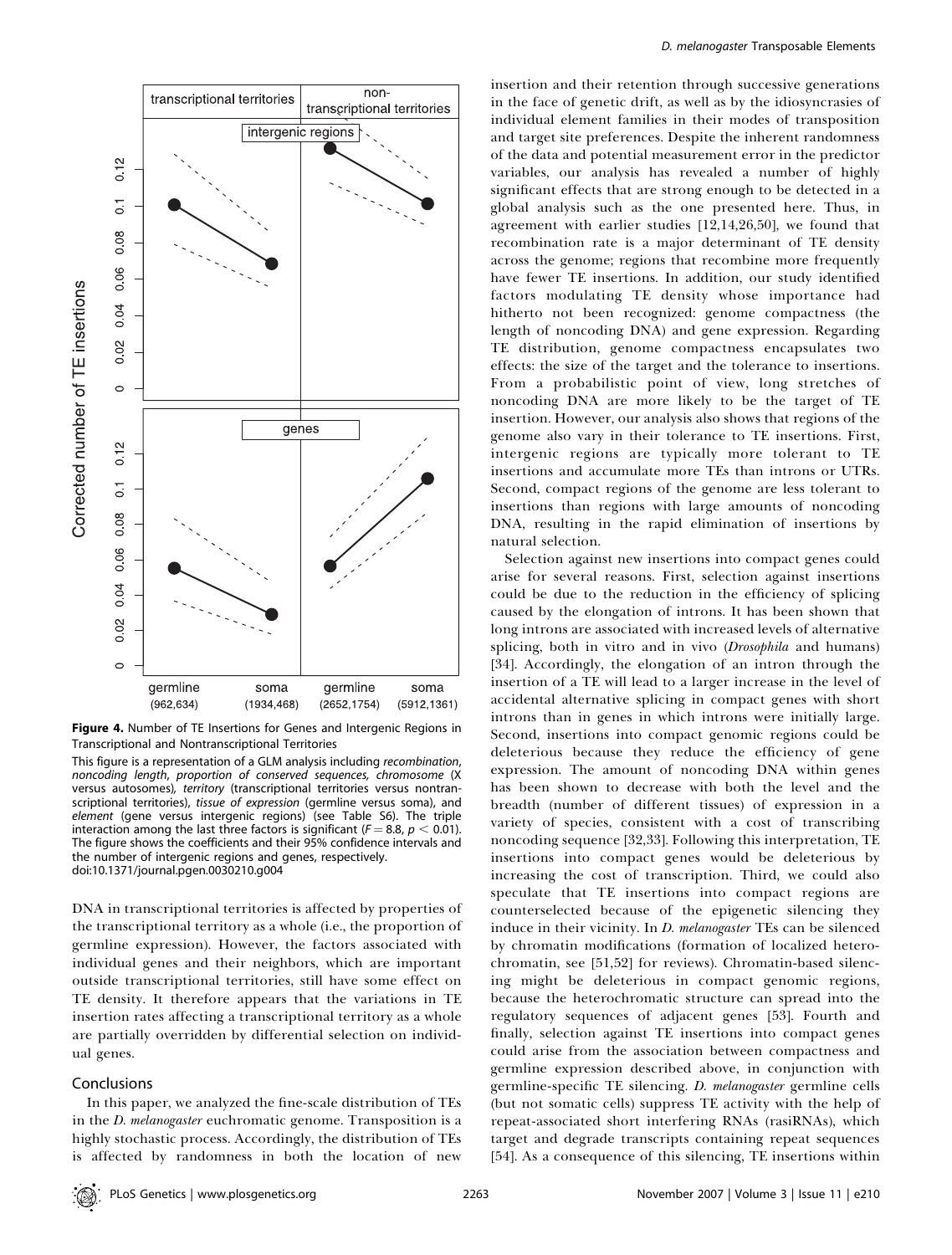transcriptional territories

non-transcriptional territories

intergenic regions

genes

Corrected number of TE insertions

0.12
0.1
0.08
0.06
0.04
0.02
0

germline (962,634)
soma (1934,468)
germline (2652,1754)
soma (5912,1361)

**Figure 4.** Number of TE Insertions for Genes and Intergenic Regions in Transcriptional and Nontranscriptional Territories

This figure is a representation of a GLM analysis including *recombination*, *noncoding length*, *proportion of conserved sequences*, *chromosome* (X versus autosomes), *territory* (transcriptional territories versus nontranscriptional territories), *tissue of expression* (germline versus soma), and *element* (gene versus intergenic regions) (see Table S6). The triple interaction among the last three factors is significant ($F = 8.8$, $p < 0.01$). The figure shows the coefficients and their 95% confidence intervals and the number of intergenic regions and genes, respectively.

doi:10.1371/journal.pgen.0030210.g004

DNA in transcriptional territories is affected by properties of the transcriptional territory as a whole (i.e., the proportion of germline expression). However, the factors associated with individual genes and their neighbors, which are important outside transcriptional territories, still have some effect on TE density. It therefore appears that the variations in TE insertion rates affecting a transcriptional territory as a whole are partially overridden by differential selection on individual genes.

## Conclusions

In this paper, we analyzed the fine-scale distribution of TEs in the *D. melanogaster* euchromatic genome. Transposition is a highly stochastic process. Accordingly, the distribution of TEs is affected by randomness in both the location of new insertion and their retention through successive generations in the face of genetic drift, as well as by the idiosyncrasies of individual element families in their modes of transposition and target site preferences. Despite the inherent randomness of the data and potential measurement error in the predictor variables, our analysis has revealed a number of highly significant effects that are strong enough to be detected in a global analysis such as the one presented here. Thus, in agreement with earlier studies [12,14,26,50], we found that recombination rate is a major determinant of TE density across the genome; regions that recombine more frequently have fewer TE insertions. In addition, our study identified factors modulating TE density whose importance had hitherto not been recognized: genome compactness (the length of noncoding DNA) and gene expression. Regarding TE distribution, genome compactness encapsulates two effects: the size of the target and the tolerance to insertions. From a probabilistic point of view, long stretches of noncoding DNA are more likely to be the target of TE insertion. However, our analysis also shows that regions of the genome also vary in their tolerance to TE insertions. First, intergenic regions are typically more tolerant to TE insertions and accumulate more TEs than introns or UTRs. Second, compact regions of the genome are less tolerant to insertions than regions with large amounts of noncoding DNA, resulting in the rapid elimination of insertions by natural selection.

Selection against new insertions into compact genes could arise for several reasons. First, selection against insertions could be due to the reduction in the efficiency of splicing caused by the elongation of introns. It has been shown that long introns are associated with increased levels of alternative splicing, both in vitro and in vivo (*Drosophila* and humans) [34]. Accordingly, the elongation of an intron through the insertion of a TE will lead to a larger increase in the level of accidental alternative splicing in compact genes with short introns than in genes in which introns were initially large. Second, insertions into compact genomic regions could be deleterious because they reduce the efficiency of gene expression. The amount of noncoding DNA within genes has been shown to decrease with both the level and the breadth (number of different tissues) of expression in a variety of species, consistent with a cost of transcribing noncoding sequence [32,33]. Following this interpretation, TE insertions into compact genes would be deleterious by increasing the cost of transcription. Third, we could also speculate that TE insertions into compact regions are counterselected because of the epigenetic silencing they induce in their vicinity. In *D. melanogaster* TEs can be silenced by chromatin modifications (formation of localized heterochromatin, see [51,52] for reviews). Chromatin-based silencing might be deleterious in compact genomic regions, because the heterochromatic structure can spread into the regulatory sequences of adjacent genes [53]. Fourth and finally, selection against TE insertions into compact genes could arise from the association between compactness and germline expression described above, in conjunction with germline-specific TE silencing. *D. melanogaster* germline cells (but not somatic cells) suppress TE activity with the help of repeat-associated short interfering RNAs (rasiRNAs), which target and degrade transcripts containing repeat sequences [54]. As a consequence of this silencing, TE insertions within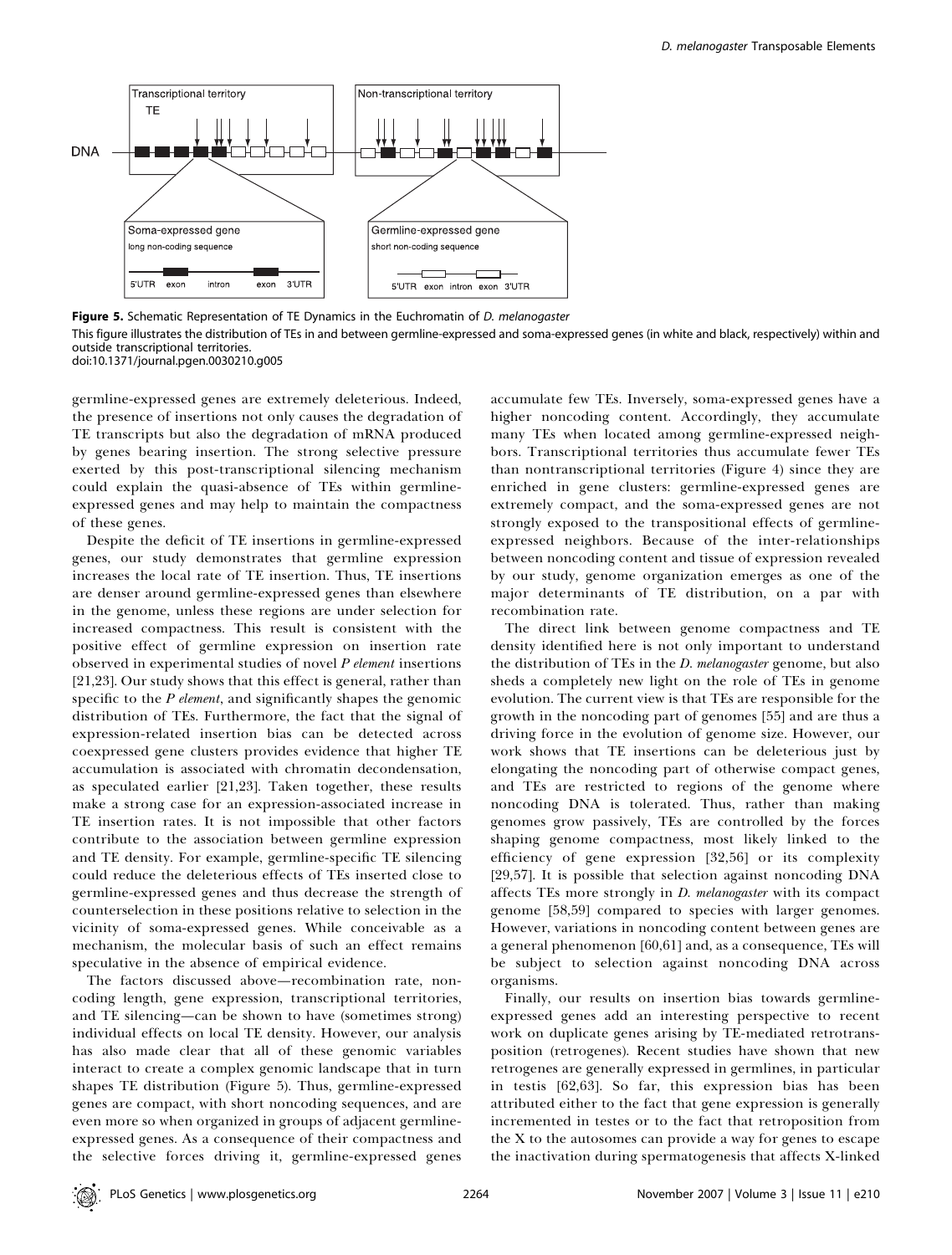**Figure 5.** Schematic Representation of TE Dynamics in the Euchromatin of *D. melanogaster*

This figure illustrates the distribution of TEs in and between germline-expressed and soma-expressed genes (in white and black, respectively) within and outside transcriptional territories.

doi:10.1371/journal.pgen.0030210.g005

germline-expressed genes are extremely deleterious. Indeed, the presence of insertions not only causes the degradation of TE transcripts but also the degradation of mRNA produced by genes bearing insertion. The strong selective pressure exerted by this post-transcriptional silencing mechanism could explain the quasi-absence of TEs within germline-expressed genes and may help to maintain the compactness of these genes.

Despite the deficit of TE insertions in germline-expressed genes, our study demonstrates that germline expression increases the local rate of TE insertion. Thus, TE insertions are denser around germline-expressed genes than elsewhere in the genome, unless these regions are under selection for increased compactness. This result is consistent with the positive effect of germline expression on insertion rate observed in experimental studies of novel *P element* insertions [21,23]. Our study shows that this effect is general, rather than specific to the *P element*, and significantly shapes the genomic distribution of TEs. Furthermore, the fact that the signal of expression-related insertion bias can be detected across coexpressed gene clusters provides evidence that higher TE accumulation is associated with chromatin decondensation, as speculated earlier [21,23]. Taken together, these results make a strong case for an expression-associated increase in TE insertion rates. It is not impossible that other factors contribute to the association between germline expression and TE density. For example, germline-specific TE silencing could reduce the deleterious effects of TEs inserted close to germline-expressed genes and thus decrease the strength of counterselection in these positions relative to selection in the vicinity of soma-expressed genes. While conceivable as a mechanism, the molecular basis of such an effect remains speculative in the absence of empirical evidence.

The factors discussed above—recombination rate, noncoding length, gene expression, transcriptional territories, and TE silencing—can be shown to have (sometimes strong) individual effects on local TE density. However, our analysis has also made clear that all of these genomic variables interact to create a complex genomic landscape that in turn shapes TE distribution (Figure 5). Thus, germline-expressed genes are compact, with short noncoding sequences, and are even more so when organized in groups of adjacent germline-expressed genes. As a consequence of their compactness and the selective forces driving it, germline-expressed genes accumulate few TEs. Inversely, soma-expressed genes have a higher noncoding content. Accordingly, they accumulate many TEs when located among germline-expressed neighbors. Transcriptional territories thus accumulate fewer TEs than nontranscriptional territories (Figure 4) since they are enriched in gene clusters: germline-expressed genes are extremely compact, and the soma-expressed genes are not strongly exposed to the transpositional effects of germline-expressed neighbors. Because of the inter-relationships between noncoding content and tissue of expression revealed by our study, genome organization emerges as one of the major determinants of TE distribution, on a par with recombination rate.

The direct link between genome compactness and TE density identified here is not only important to understand the distribution of TEs in the *D. melanogaster* genome, but also sheds a completely new light on the role of TEs in genome evolution. The current view is that TEs are responsible for the growth in the noncoding part of genomes [55] and are thus a driving force in the evolution of genome size. However, our work shows that TE insertions can be deleterious just by elongating the noncoding part of otherwise compact genes, and TEs are restricted to regions of the genome where noncoding DNA is tolerated. Thus, rather than making genomes grow passively, TEs are controlled by the forces shaping genome compactness, most likely linked to the efficiency of gene expression [32,56] or its complexity [29,57]. It is possible that selection against noncoding DNA affects TEs more strongly in *D. melanogaster* with its compact genome [58,59] compared to species with larger genomes. However, variations in noncoding content between genes are a general phenomenon [60,61] and, as a consequence, TEs will be subject to selection against noncoding DNA across organisms.

Finally, our results on insertion bias towards germline-expressed genes add an interesting perspective to recent work on duplicate genes arising by TE-mediated retrotransposition (retrogenes). Recent studies have shown that new retrogenes are generally expressed in germlines, in particular in testis [62,63]. So far, this expression bias has been attributed either to the fact that gene expression is generally incremented in testes or to the fact that retroposition from the X to the autosomes can provide a way for genes to escape the inactivation during spermatogenesis that affects X-linked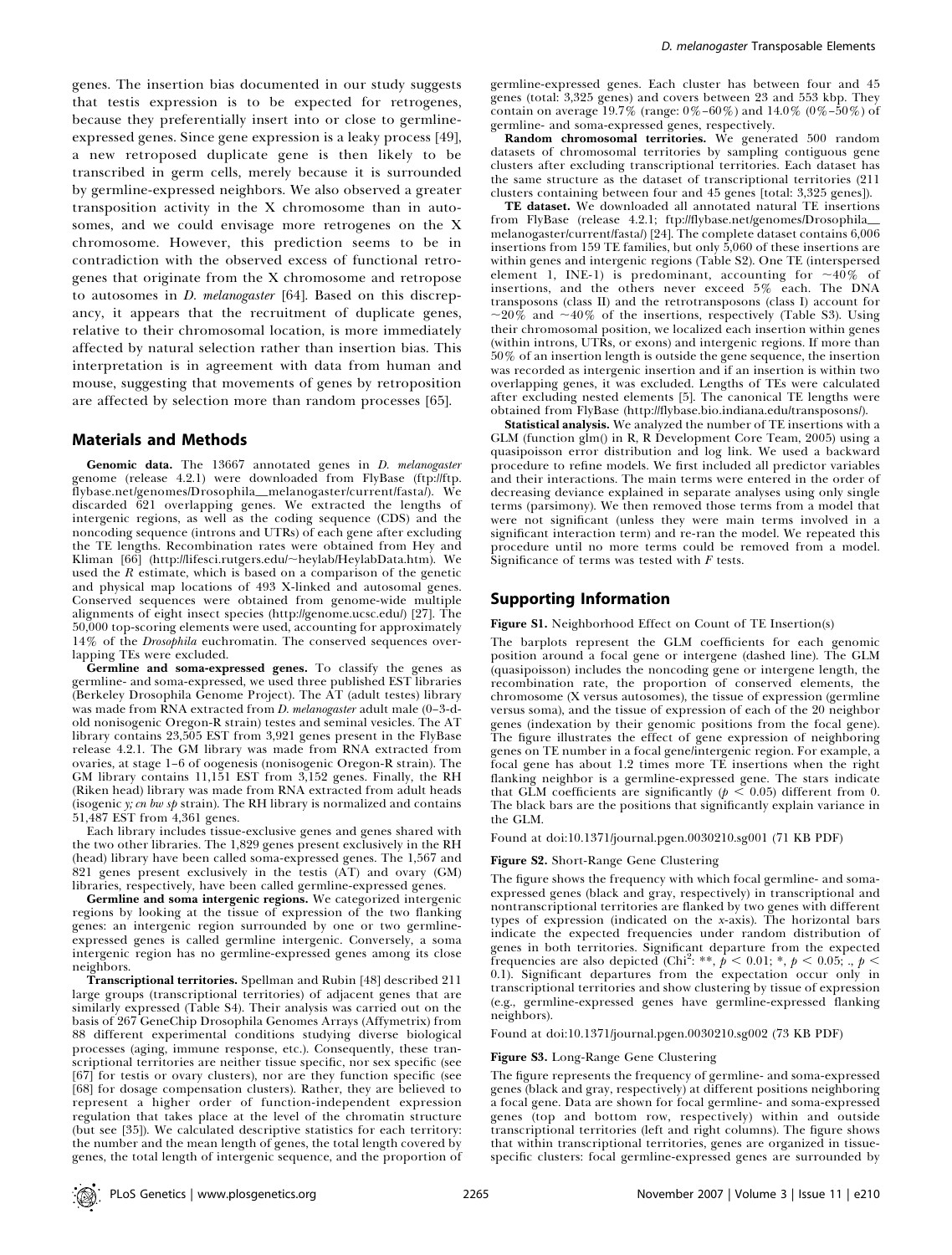genes. The insertion bias documented in our study suggests that testis expression is to be expected for retrogenes, because they preferentially insert into or close to germline-expressed genes. Since gene expression is a leaky process [49], a new retroposed duplicate gene is then likely to be transcribed in germ cells, merely because it is surrounded by germline-expressed neighbors. We also observed a greater transposition activity in the X chromosome than in autosomes, and we could envisage more retrogenes on the X chromosome. However, this prediction seems to be in contradiction with the observed excess of functional retrogenes that originate from the X chromosome and retropose to autosomes in *D. melanogaster* [64]. Based on this discrepancy, it appears that the recruitment of duplicate genes, relative to their chromosomal location, is more immediately affected by natural selection rather than insertion bias. This interpretation is in agreement with data from human and mouse, suggesting that movements of genes by retroposition are affected by selection more than random processes [65].

## Materials and Methods

**Genomic data.** The 13667 annotated genes in *D. melanogaster* genome (release 4.2.1) were downloaded from FlyBase (ftp://ftp.flybase.net/genomes/Drosophila_melanogaster/current/fasta/). We discarded 621 overlapping genes. We extracted the lengths of intergenic regions, as well as the coding sequence (CDS) and the noncoding sequence (introns and UTRs) of each gene after excluding the TE lengths. Recombination rates were obtained from Hey and Kliman [66] (http://lifesci.rutgers.edu/~heylab/HeylabData.htm). We used the *R* estimate, which is based on a comparison of the genetic and physical map locations of 493 X-linked and autosomal genes. Conserved sequences were obtained from genome-wide multiple alignments of eight insect species (http://genome.ucsc.edu/) [27]. The 50,000 top-scoring elements were used, accounting for approximately 14% of the *Drosophila* euchromatin. The conserved sequences overlapping TEs were excluded.

**Germline and soma-expressed genes.** To classify the genes as germline- and soma-expressed, we used three published EST libraries (Berkeley Drosophila Genome Project). The AT (adult testes) library was made from RNA extracted from *D. melanogaster* adult male (0–3-d-old nonisogenic Oregon-R strain) testes and seminal vesicles. The AT library contains 23,505 EST from 3,921 genes present in the FlyBase release 4.2.1. The GM library was made from RNA extracted from ovaries, at stage 1–6 of oogenesis (nonisogenic Oregon-R strain). The GM library contains 11,151 EST from 3,152 genes. Finally, the RH (Riken head) library was made from RNA extracted from adult heads (isogenic *y; cn bw sp* strain). The RH library is normalized and contains 51,487 EST from 4,361 genes.

Each library includes tissue-exclusive genes and genes shared with the two other libraries. The 1,829 genes present exclusively in the RH (head) library have been called soma-expressed genes. The 1,567 and 821 genes present exclusively in the testis (AT) and ovary (GM) libraries, respectively, have been called germline-expressed genes.

**Germline and soma intergenic regions.** We categorized intergenic regions by looking at the tissue of expression of the two flanking genes: an intergenic region surrounded by one or two germline-expressed genes is called germline intergenic. Conversely, a soma intergenic region has no germline-expressed genes among its close neighbors.

**Transcriptional territories.** Spellman and Rubin [48] described 211 large groups (transcriptional territories) of adjacent genes that are similarly expressed (Table S4). Their analysis was carried out on the basis of 267 GeneChip Drosophila Genomes Arrays (Affymetrix) from 88 different experimental conditions studying diverse biological processes (aging, immune response, etc.). Consequently, these transcriptional territories are neither tissue specific, nor sex specific (see [67] for testis or ovary clusters), nor are they function specific (see [68] for dosage compensation clusters). Rather, they are believed to represent a higher order of function-independent expression regulation that takes place at the level of the chromatin structure (but see [35]). We calculated descriptive statistics for each territory: the number and the mean length of genes, the total length covered by genes, the total length of intergenic sequence, and the proportion of germline- and soma-expressed genes. Each cluster has between four and 45 genes (total: 3,325 genes) and covers between 23 and 553 kbp. They contain on average 19.7% (range: 0%–60%) and 14.0% (0%–50%) of germline- and soma-expressed genes, respectively.

**Random chromosomal territories.** We generated 500 random datasets of chromosomal territories by sampling contiguous gene clusters after excluding transcriptional territories. Each dataset has the same structure as the dataset of transcriptional territories (211 clusters containing between four and 45 genes [total: 3,325 genes]).

**TE dataset.** We downloaded all annotated natural TE insertions from FlyBase (release 4.2.1; ftp://flybase.net/genomes/Drosophila_melanogaster/current/fasta/) [24]. The complete dataset contains 6,006 insertions from 159 TE families, but only 5,060 of these insertions are within genes and intergenic regions (Table S2). One TE (interspersed element 1, INE-1) is predominant, accounting for ~40% of insertions, and the others never exceed 5% each. The DNA transposons (class II) and the retrotransposons (class I) account for ~20% and ~40% of the insertions, respectively (Table S3). Using their chromosomal position, we localized each insertion within genes (within introns, UTRs, or exons) and intergenic regions. If more than 50% of an insertion length is outside the gene sequence, the insertion was recorded as intergenic insertion and if an insertion is within two overlapping genes, it was excluded. Lengths of TEs were calculated after excluding nested elements [5]. The canonical TE lengths were obtained from FlyBase (http://flybase.bio.indiana.edu/transposons/).

**Statistical analysis.** We analyzed the number of TE insertions with a GLM (function glm() in R, R Development Core Team, 2005) using a quasipoisson error distribution and log link. We used a backward procedure to refine models. We first included all predictor variables and their interactions. The main terms were entered in the order of decreasing deviance explained in separate analyses using only single terms (parsimony). We then removed those terms from a model that were not significant (unless they were main terms involved in a significant interaction term) and re-ran the model. We repeated this procedure until no more terms could be removed from a model. Significance of terms was tested with *F* tests.

## Supporting Information

**Figure S1.** Neighborhood Effect on Count of TE Insertion(s)

The barplots represent the GLM coefficients for each genomic position around a focal gene or intergene (dashed line). The GLM (quasipoisson) includes the noncoding gene or intergene length, the recombination rate, the proportion of conserved elements, the chromosome (X versus autosomes), the tissue of expression (germline versus soma), and the tissue of expression of each of the 20 neighbor genes (indexation by their genomic positions from the focal gene). The figure illustrates the effect of gene expression of neighboring genes on TE number in a focal gene/intergenic region. For example, a focal gene has about 1.2 times more TE insertions when the right flanking neighbor is a germline-expressed gene. The stars indicate that GLM coefficients are significantly ($p < 0.05$) different from 0. The black bars are the positions that significantly explain variance in the GLM.

Found at doi:10.1371/journal.pgen.0030210.sg001 (71 KB PDF)

**Figure S2.** Short-Range Gene Clustering

The figure shows the frequency with which focal germline- and soma-expressed genes (black and gray, respectively) in transcriptional and nontranscriptional territories are flanked by two genes with different types of expression (indicated on the x-axis). The horizontal bars indicate the expected frequencies under random distribution of genes in both territories. Significant departure from the expected frequencies are also depicted (Chi$^2$: **, $p < 0.01$; *, $p < 0.05$; ., $p < 0.1$). Significant departures from the expectation occur only in transcriptional territories and show clustering by tissue of expression (e.g., germline-expressed genes have germline-expressed flanking neighbors).

Found at doi:10.1371/journal.pgen.0030210.sg002 (73 KB PDF)

**Figure S3.** Long-Range Gene Clustering

The figure represents the frequency of germline- and soma-expressed genes (black and gray, respectively) at different positions neighboring a focal gene. Data are shown for focal germline- and soma-expressed genes (top and bottom row, respectively) within and outside transcriptional territories (left and right columns). The figure shows that within transcriptional territories, genes are organized in tissue-specific clusters: focal germline-expressed genes are surrounded by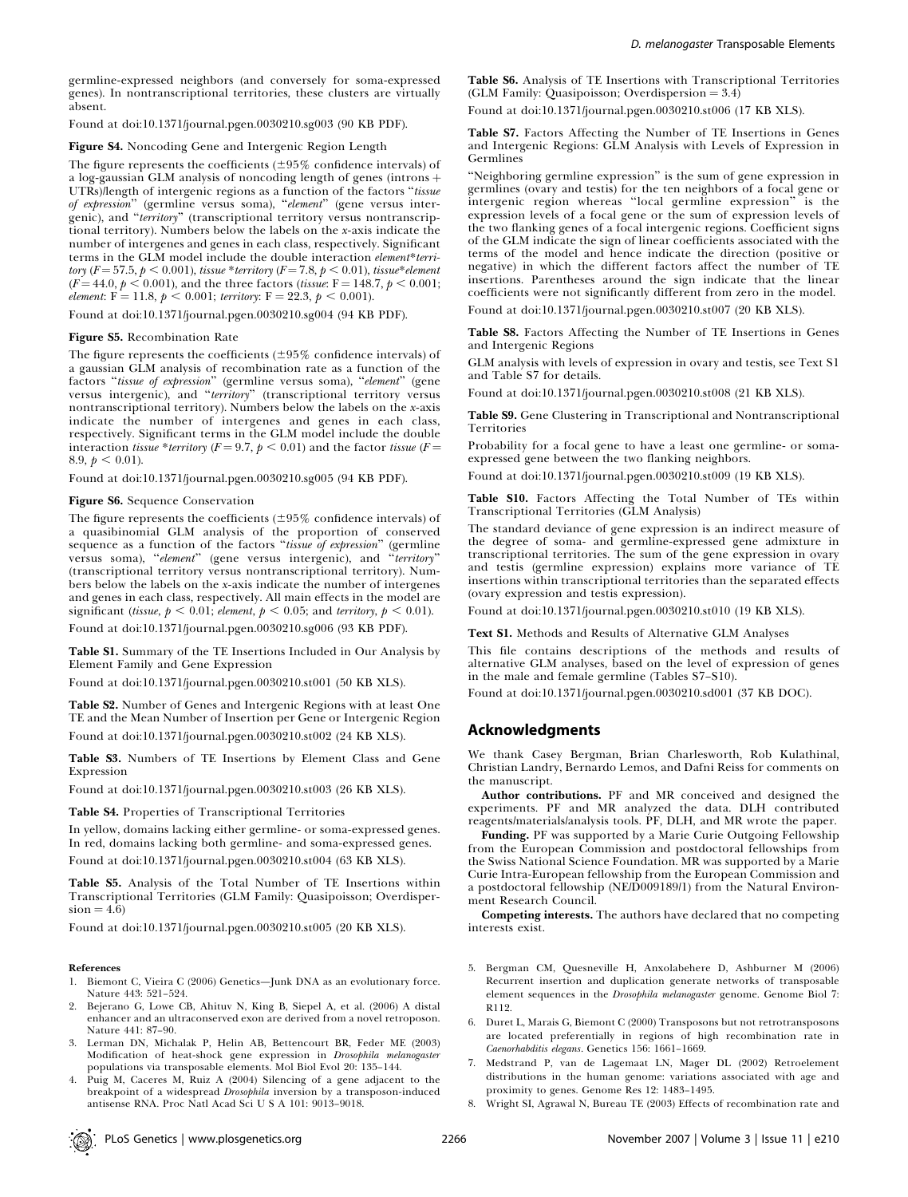germline-expressed neighbors (and conversely for soma-expressed genes). In nontranscriptional territories, these clusters are virtually absent.

Found at doi:10.1371/journal.pgen.0030210.sg003 (90 KB PDF).

**Figure S4.** Noncoding Gene and Intergenic Region Length

The figure represents the coefficients (±95% confidence intervals) of a log-gaussian GLM analysis of noncoding length of genes (introns + UTRs)/length of intergenic regions as a function of the factors "*tissue of expression*" (germline versus soma), "*element*" (gene versus intergenic), and "*territory*" (transcriptional territory versus nontranscriptional territory). Numbers below the labels on the *x*-axis indicate the number of intergenes and genes in each class, respectively. Significant terms in the GLM model include the double interaction *element\*territory* ($F = 57.5$, $p < 0.001$), *tissue\*territory* ($F = 7.8$, $p < 0.01$), *tissue\*element* ($F = 44.0$, $p < 0.001$), and the three factors (*tissue*: $F = 148.7$, $p < 0.001$; *element*: $F = 11.8$, $p < 0.001$; *territory*: $F = 22.3$, $p < 0.001$).

Found at doi:10.1371/journal.pgen.0030210.sg004 (94 KB PDF).

**Figure S5.** Recombination Rate

The figure represents the coefficients (±95% confidence intervals) of a gaussian GLM analysis of recombination rate as a function of the factors "*tissue of expression*" (germline versus soma), "*element*" (gene versus intergenic), and "*territory*" (transcriptional territory versus nontranscriptional territory). Numbers below the labels on the *x*-axis indicate the number of intergenes and genes in each class, respectively. Significant terms in the GLM model include the double interaction *tissue\*territory* ($F = 9.7$, $p < 0.01$) and the factor *tissue* ($F = 8.9$, $p < 0.01$).

Found at doi:10.1371/journal.pgen.0030210.sg005 (94 KB PDF).

**Figure S6.** Sequence Conservation

The figure represents the coefficients (±95% confidence intervals) of a quasibinomial GLM analysis of the proportion of conserved sequence as a function of the factors "*tissue of expression*" (germline versus soma), "*element*" (gene versus intergenic), and "*territory*" (transcriptional territory versus nontranscriptional territory). Numbers below the labels on the *x*-axis indicate the number of intergenes and genes in each class, respectively. All main effects in the model are significant (*tissue*, $p < 0.01$; *element*, $p < 0.05$; and *territory*, $p < 0.01$).

Found at doi:10.1371/journal.pgen.0030210.sg006 (93 KB PDF).

**Table S1.** Summary of the TE Insertions Included in Our Analysis by Element Family and Gene Expression

Found at doi:10.1371/journal.pgen.0030210.st001 (50 KB XLS).

**Table S2.** Number of Genes and Intergenic Regions with at least One TE and the Mean Number of Insertion per Gene or Intergenic Region

Found at doi:10.1371/journal.pgen.0030210.st002 (24 KB XLS).

**Table S3.** Numbers of TE Insertions by Element Class and Gene Expression

Found at doi:10.1371/journal.pgen.0030210.st003 (26 KB XLS).

**Table S4.** Properties of Transcriptional Territories

In yellow, domains lacking either germline- or soma-expressed genes. In red, domains lacking both germline- and soma-expressed genes.

Found at doi:10.1371/journal.pgen.0030210.st004 (63 KB XLS).

**Table S5.** Analysis of the Total Number of TE Insertions within Transcriptional Territories (GLM Family: Quasipoisson; Overdispersion = 4.6)

Found at doi:10.1371/journal.pgen.0030210.st005 (20 KB XLS).

**Table S6.** Analysis of TE Insertions with Transcriptional Territories (GLM Family: Quasipoisson; Overdispersion = 3.4)

Found at doi:10.1371/journal.pgen.0030210.st006 (17 KB XLS).

**Table S7.** Factors Affecting the Number of TE Insertions in Genes and Intergenic Regions: GLM Analysis with Levels of Expression in Germlines

"Neighboring germline expression" is the sum of gene expression in germlines (ovary and testis) for the ten neighbors of a focal gene or intergenic region whereas "local germline expression" is the expression levels of a focal gene or the sum of expression levels of the two flanking genes of a focal intergenic regions. Coefficient signs of the GLM indicate the sign of linear coefficients associated with the terms of the model and hence indicate the direction (positive or negative) in which the different factors affect the number of TE insertions. Parentheses around the sign indicate that the linear coefficients were not significantly different from zero in the model.

Found at doi:10.1371/journal.pgen.0030210.st007 (20 KB XLS).

**Table S8.** Factors Affecting the Number of TE Insertions in Genes and Intergenic Regions

GLM analysis with levels of expression in ovary and testis, see Text S1 and Table S7 for details.

Found at doi:10.1371/journal.pgen.0030210.st008 (21 KB XLS).

**Table S9.** Gene Clustering in Transcriptional and Nontranscriptional Territories

Probability for a focal gene to have a least one germline- or soma-expressed gene between the two flanking neighbors.

Found at doi:10.1371/journal.pgen.0030210.st009 (19 KB XLS).

**Table S10.** Factors Affecting the Total Number of TEs within Transcriptional Territories (GLM Analysis)

The standard deviance of gene expression is an indirect measure of the degree of soma- and germline-expressed gene admixture in transcriptional territories. The sum of the gene expression in ovary and testis (germline expression) explains more variance of TE insertions within transcriptional territories than the separated effects (ovary expression and testis expression).

Found at doi:10.1371/journal.pgen.0030210.st010 (19 KB XLS).

**Text S1.** Methods and Results of Alternative GLM Analyses

This file contains descriptions of the methods and results of alternative GLM analyses, based on the level of expression of genes in the male and female germline (Tables S7–S10).

Found at doi:10.1371/journal.pgen.0030210.sd001 (37 KB DOC).

## Acknowledgments

We thank Casey Bergman, Brian Charlesworth, Rob Kulathinal, Christian Landry, Bernardo Lemos, and Dafni Reiss for comments on the manuscript.

**Author contributions.** PF and MR conceived and designed the experiments. PF and MR analyzed the data. DLH contributed reagents/materials/analysis tools. PF, DLH, and MR wrote the paper.

**Funding.** PF was supported by a Marie Curie Outgoing Fellowship from the European Commission and postdoctoral fellowships from the Swiss National Science Foundation. MR was supported by a Marie Curie Intra-European fellowship from the European Commission and a postdoctoral fellowship (NE/D009189/1) from the Natural Environment Research Council.

**Competing interests.** The authors have declared that no competing interests exist.

### References

1. Biemont C, Vieira C (2006) Genetics—Junk DNA as an evolutionary force. Nature 443: 521–524.
2. Bejerano G, Lowe CB, Ahituv N, King B, Siepel A, et al. (2006) A distal enhancer and an ultraconserved exon are derived from a novel retroposon. Nature 441: 87–90.
3. Lerman DN, Michalak P, Helin AB, Bettencourt BR, Feder ME (2003) Modification of heat-shock gene expression in *Drosophila melanogaster* populations via transposable elements. Mol Biol Evol 20: 135–144.
4. Puig M, Caceres M, Ruiz A (2004) Silencing of a gene adjacent to the breakpoint of a widespread *Drosophila* inversion by a transposon-induced antisense RNA. Proc Natl Acad Sci U S A 101: 9013–9018.
5. Bergman CM, Quesneville H, Anxolabehere D, Ashburner M (2006) Recurrent insertion and duplication generate networks of transposable element sequences in the *Drosophila melanogaster* genome. Genome Biol 7: R112.
6. Duret L, Marais G, Biemont C (2000) Transposons but not retrotransposons are located preferentially in regions of high recombination rate in *Caenorhabditis elegans*. Genetics 156: 1661–1669.
7. Medstrand P, van de Lagemaat LN, Mager DL (2002) Retroelement distributions in the human genome: variations associated with age and proximity to genes. Genome Res 12: 1483–1495.
8. Wright SI, Agrawal N, Bureau TE (2003) Effects of recombination rate and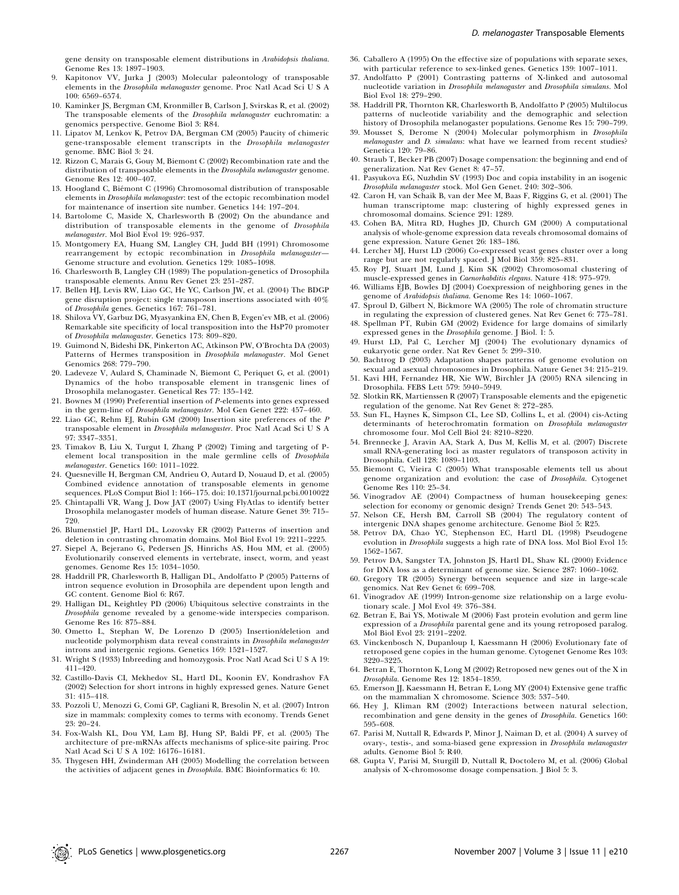gene density on transposable element distributions in *Arabidopsis thaliana*. Genome Res 13: 1897–1903.

9. Kapitonov VV, Jurka J (2003) Molecular paleontology of transposable elements in the *Drosophila melanogaster* genome. Proc Natl Acad Sci U S A 100: 6569–6574.
10. Kaminker JS, Bergman CM, Kronmiller B, Carlson J, Svirskas R, et al. (2002) The transposable elements of the *Drosophila melanogaster* euchromatin: a genomics perspective. Genome Biol 3: R84.
11. Lipatov M, Lenkov K, Petrov DA, Bergman CM (2005) Paucity of chimeric gene-transposable element transcripts in the *Drosophila melanogaster* genome. BMC Biol 3: 24.
12. Rizzon C, Marais G, Gouy M, Biemont C (2002) Recombination rate and the distribution of transposable elements in the *Drosophila melanogaster* genome. Genome Res 12: 400–407.
13. Hoogland C, Biémont C (1996) Chromosomal distribution of transposable elements in *Drosophila melanogaster*: test of the ectopic recombination model for maintenance of insertion site number. Genetics 144: 197–204.
14. Bartolome C, Maside X, Charlesworth B (2002) On the abundance and distribution of transposable elements in the genome of *Drosophila melanogaster*. Mol Biol Evol 19: 926–937.
15. Montgomery EA, Huang SM, Langley CH, Judd BH (1991) Chromosome rearrangement by ectopic recombination in *Drosophila melanogaster*—Genome structure and evolution. Genetics 129: 1085–1098.
16. Charlesworth B, Langley CH (1989) The population-genetics of Drosophila transposable elements. Annu Rev Genet 23: 251–287.
17. Bellen HJ, Levis RW, Liao GC, He YC, Carlson JW, et al. (2004) The BDGP gene disruption project: single transposon insertions associated with 40% of *Drosophila* genes. Genetics 167: 761–781.
18. Shilova VY, Garbuz DG, Myasyankina EN, Chen B, Evgen'ev MB, et al. (2006) Remarkable site specificity of local transposition into the HsP70 promoter of *Drosophila melanogaster*. Genetics 173: 809–820.
19. Guimond N, Bideshi DK, Pinkerton AC, Atkinson PW, O'Brochta DA (2003) Patterns of Hermes transposition in *Drosophila melanogaster*. Mol Genet Genomics 268: 779–790.
20. Ladeveze V, Aulard S, Chaminade N, Biemont C, Periquet G, et al. (2001) Dynamics of the hobo transposable element in transgenic lines of Drosophila melanogaster. Genetical Res 77: 135–142.
21. Bownes M (1990) Preferential insertion of *P*-elements into genes expressed in the germ-line of *Drosophila melanogaster*. Mol Gen Genet 222: 457–460.
22. Liao GC, Rehm EJ, Rubin GM (2000) Insertion site preferences of the *P* transposable element in *Drosophila melanogaster*. Proc Natl Acad Sci U S A 97: 3347–3351.
23. Timakov B, Liu X, Turgut I, Zhang P (2002) Timing and targeting of P-element local transposition in the male germline cells of *Drosophila melanogaster*. Genetics 160: 1011–1022.
24. Quesneville H, Bergman CM, Andrieu O, Autard D, Nouaud D, et al. (2005) Combined evidence annotation of transposable elements in genome sequences. PLoS Comput Biol 1: 166–175. doi: 10.1371/journal.pcbi.0010022
25. Chintapalli VR, Wang J, Dow JAT (2007) Using FlyAtlas to identify better Drosophila melanogaster models of human disease. Nature Genet 39: 715–720.
26. Blumenstiel JP, Hartl DL, Lozovsky ER (2002) Patterns of insertion and deletion in contrasting chromatin domains. Mol Biol Evol 19: 2211–2225.
27. Siepel A, Bejerano G, Pedersen JS, Hinrichs AS, Hou MM, et al. (2005) Evolutionarily conserved elements in vertebrate, insect, worm, and yeast genomes. Genome Res 15: 1034–1050.
28. Haddrill PR, Charlesworth B, Halligan DL, Andolfatto P (2005) Patterns of intron sequence evolution in Drosophila are dependent upon length and GC content. Genome Biol 6: R67.
29. Halligan DL, Keightley PD (2006) Ubiquitous selective constraints in the *Drosophila* genome revealed by a genome-wide interspecies comparison. Genome Res 16: 875–884.
30. Ometto L, Stephan W, De Lorenzo D (2005) Insertion/deletion and nucleotide polymorphism data reveal constraints in *Drosophila melanogaster* introns and intergenic regions. Genetics 169: 1521–1527.
31. Wright S (1933) Inbreeding and homozygosis. Proc Natl Acad Sci U S A 19: 411–420.
32. Castillo-Davis CI, Mekhedov SL, Hartl DL, Koonin EV, Kondrashov FA (2002) Selection for short introns in highly expressed genes. Nature Genet 31: 415–418.
33. Pozzoli U, Menozzi G, Comi GP, Cagliani R, Bresolin N, et al. (2007) Intron size in mammals: complexity comes to terms with economy. Trends Genet 23: 20–24.
34. Fox-Walsh KL, Dou YM, Lam BJ, Hung SP, Baldi PF, et al. (2005) The architecture of pre-mRNAs affects mechanisms of splice-site pairing. Proc Natl Acad Sci U S A 102: 16176–16181.
35. Thygesen HH, Zwinderman AH (2005) Modelling the correlation between the activities of adjacent genes in *Drosophila*. BMC Bioinformatics 6: 10.
36. Caballero A (1995) On the effective size of populations with separate sexes, with particular reference to sex-linked genes. Genetics 139: 1007–1011.
37. Andolfatto P (2001) Contrasting patterns of X-linked and autosomal nucleotide variation in *Drosophila melanogaster* and *Drosophila simulans*. Mol Biol Evol 18: 279–290.
38. Haddrill PR, Thornton KR, Charlesworth B, Andolfatto P (2005) Multilocus patterns of nucleotide variability and the demographic and selection history of Drosophila melanogaster populations. Genome Res 15: 790–799.
39. Mousset S, Derome N (2004) Molecular polymorphism in *Drosophila melanogaster* and *D. simulans*: what have we learned from recent studies? Genetica 120: 79–86.
40. Straub T, Becker PB (2007) Dosage compensation: the beginning and end of generalization. Nat Rev Genet 8: 47–57.
41. Pasyukova EG, Nuzhdin SV (1993) Doc and copia instability in an isogenic *Drosophila melanogaster* stock. Mol Gen Genet. 240: 302–306.
42. Caron H, van Schaik B, van der Mee M, Baas F, Riggins G, et al. (2001) The human transcriptome map: clustering of highly expressed genes in chromosomal domains. Science 291: 1289.
43. Cohen BA, Mitra RD, Hughes JD, Church GM (2000) A computational analysis of whole-genome expression data reveals chromosomal domains of gene expression. Nature Genet 26: 183–186.
44. Lercher MJ, Hurst LD (2006) Co-expressed yeast genes cluster over a long range but are not regularly spaced. J Mol Biol 359: 825–831.
45. Roy PJ, Stuart JM, Lund J, Kim SK (2002) Chromosomal clustering of muscle-expressed genes in *Caenorhabditis elegans*. Nature 418: 975–979.
46. Williams EJB, Bowles DJ (2004) Coexpression of neighboring genes in the genome of *Arabidopsis thaliana*. Genome Res 14: 1060–1067.
47. Sproul D, Gilbert N, Bickmore WA (2005) The role of chromatin structure in regulating the expression of clustered genes. Nat Rev Genet 6: 775–781.
48. Spellman PT, Rubin GM (2002) Evidence for large domains of similarly expressed genes in the *Drosophila* genome. J Biol. 1: 5.
49. Hurst LD, Pal C, Lercher MJ (2004) The evolutionary dynamics of eukaryotic gene order. Nat Rev Genet 5: 299–310.
50. Bachtrog D (2003) Adaptation shapes patterns of genome evolution on sexual and asexual chromosomes in Drosophila. Nature Genet 34: 215–219.
51. Kavi HH, Fernandez HR, Xie WW, Birchler JA (2005) RNA silencing in Drosophila. FEBS Lett 579: 5940–5949.
52. Slotkin RK, Martienssen R (2007) Transposable elements and the epigenetic regulation of the genome. Nat Rev Genet 8: 272–285.
53. Sun FL, Haynes K, Simpson CL, Lee SD, Collins L, et al. (2004) cis-Acting determinants of heterochromatin formation on *Drosophila melanogaster* chromosome four. Mol Cell Biol 24: 8210–8220.
54. Brennecke J, Aravin AA, Stark A, Dus M, Kellis M, et al. (2007) Discrete small RNA-generating loci as master regulators of transposon activity in Drosophila. Cell 128: 1089–1103.
55. Biemont C, Vieira C (2005) What transposable elements tell us about genome organization and evolution: the case of *Drosophila*. Cytogenet Genome Res 110: 25–34.
56. Vinogradov AE (2004) Compactness of human housekeeping genes: selection for economy or genomic design? Trends Genet 20: 543–543.
57. Nelson CE, Hersh BM, Carroll SB (2004) The regulatory content of intergenic DNA shapes genome architecture. Genome Biol 5: R25.
58. Petrov DA, Chao YC, Stephenson EC, Hartl DL (1998) Pseudogene evolution in *Drosophila* suggests a high rate of DNA loss. Mol Biol Evol 15: 1562–1567.
59. Petrov DA, Sangster TA, Johnston JS, Hartl DL, Shaw KL (2000) Evidence for DNA loss as a determinant of genome size. Science 287: 1060–1062.
60. Gregory TR (2005) Synergy between sequence and size in large-scale genomics. Nat Rev Genet 6: 699–708.
61. Vinogradov AE (1999) Intron-genome size relationship on a large evolutionary scale. J Mol Evol 49: 376–384.
62. Betran E, Bai YS, Motiwale M (2006) Fast protein evolution and germ line expression of a *Drosophila* parental gene and its young retroposed paralog. Mol Biol Evol 23: 2191–2202.
63. Vinckenbosch N, Dupanloup I, Kaessmann H (2006) Evolutionary fate of retroposed gene copies in the human genome. Cytogenet Genome Res 103: 3220–3225.
64. Betran E, Thornton K, Long M (2002) Retroposed new genes out of the X in *Drosophila*. Genome Res 12: 1854–1859.
65. Emerson JJ, Kaessmann H, Betran E, Long MY (2004) Extensive gene traffic on the mammalian X chromosome. Science 303: 537–540.
66. Hey J, Kliman RM (2002) Interactions between natural selection, recombination and gene density in the genes of *Drosophila*. Genetics 160: 595–608.
67. Parisi M, Nuttall R, Edwards P, Minor J, Naiman D, et al. (2004) A survey of ovary-, testis-, and soma-biased gene expression in *Drosophila melanogaster* adults. Genome Biol 5: R40.
68. Gupta V, Parisi M, Sturgill D, Nuttall R, Doctolero M, et al. (2006) Global analysis of X-chromosome dosage compensation. J Biol 5: 3.